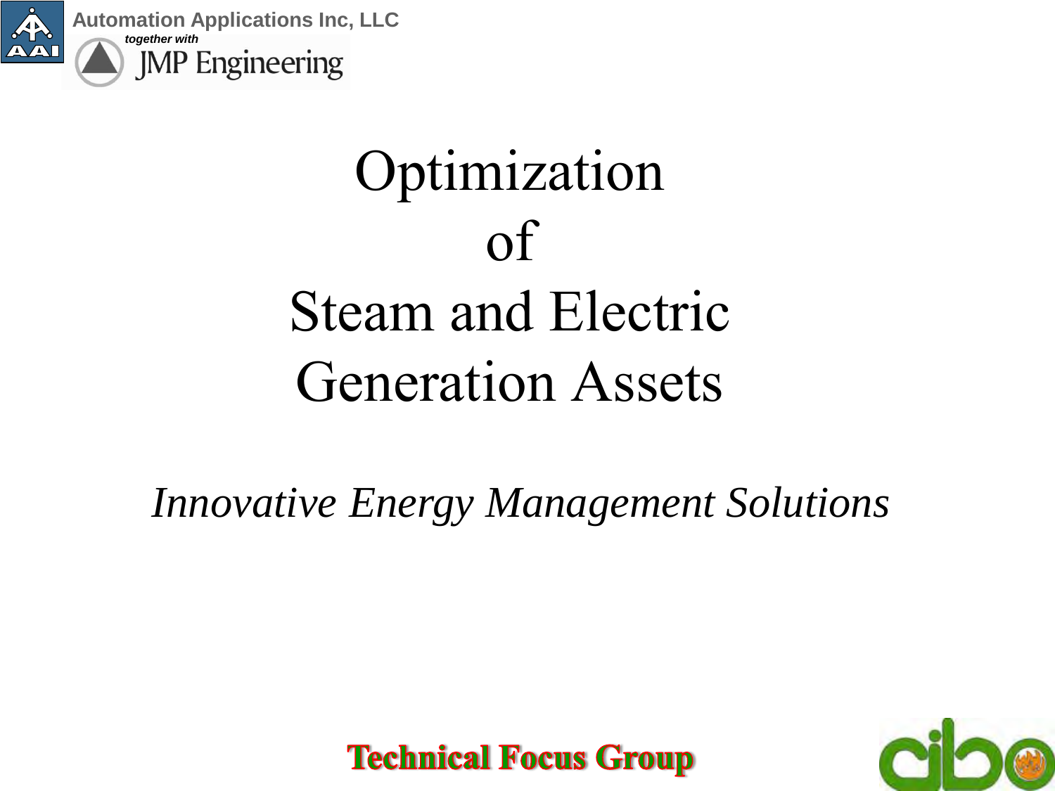Automation Applications Inc, LLC

*together with*

JMP Engineering

# Optimization of Steam and Electric Generation Assets

*Innovative Energy Management Solutions*

**Technical Focus Group**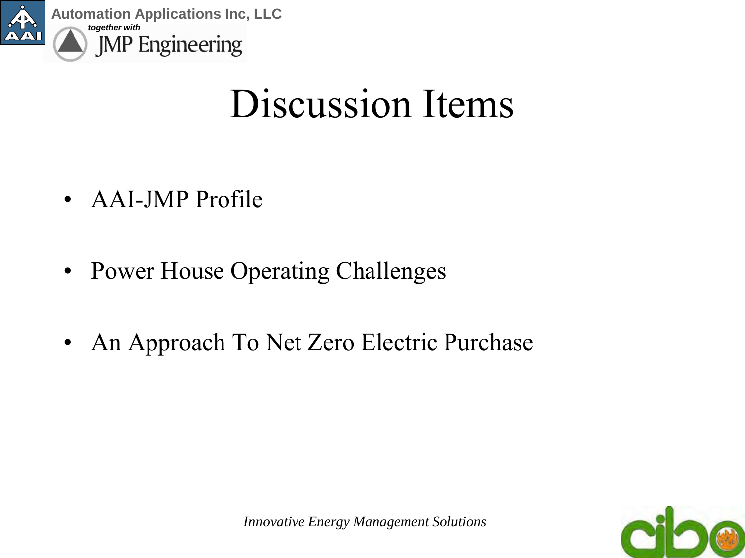# Discussion Items

- AAI-JMP Profile
- Power House Operating Challenges
- An Approach To Net Zero Electric Purchase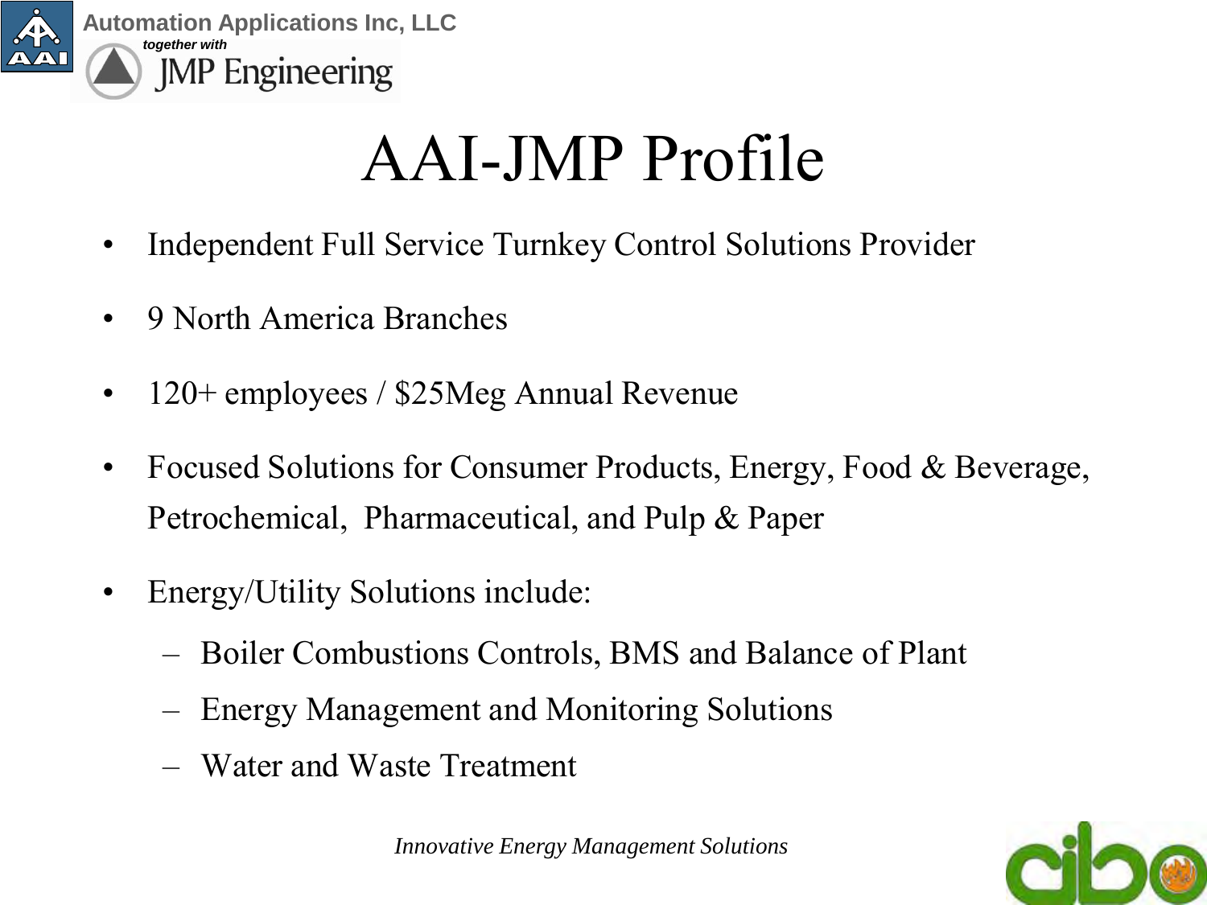# AAI-JMP Profile

- Independent Full Service Turnkey Control Solutions Provider
- 9 North America Branches
- 120+ employees / $25Meg Annual Revenue
- Focused Solutions for Consumer Products, Energy, Food & Beverage, Petrochemical, Pharmaceutical, and Pulp & Paper
- Energy/Utility Solutions include:
  - Boiler Combustions Controls, BMS and Balance of Plant
  - Energy Management and Monitoring Solutions
  - Water and Waste Treatment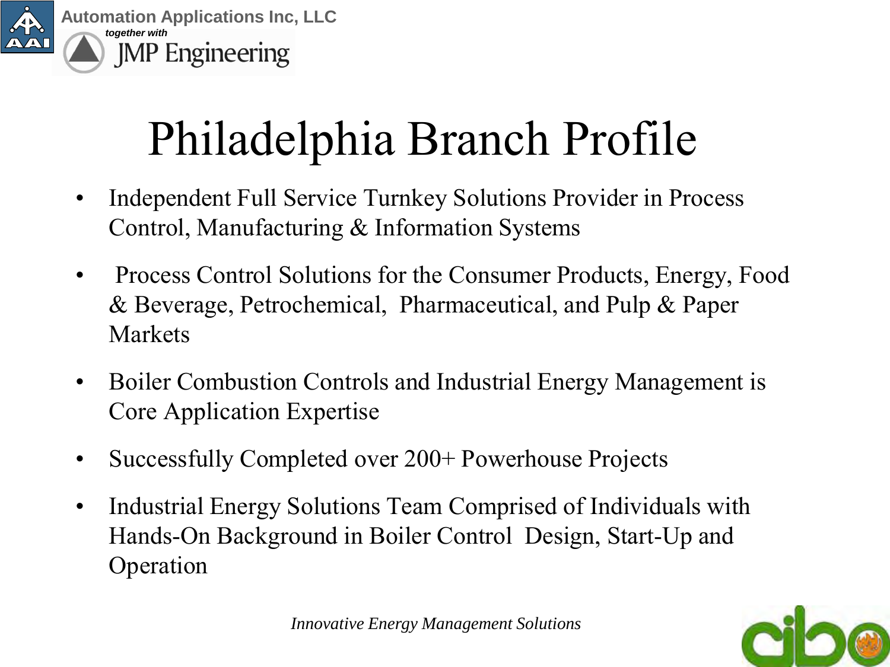Automation Applications Inc, LLC

*together with*

JMP Engineering

# Philadelphia Branch Profile

- Independent Full Service Turnkey Solutions Provider in Process Control, Manufacturing & Information Systems
- Process Control Solutions for the Consumer Products, Energy, Food & Beverage, Petrochemical, Pharmaceutical, and Pulp & Paper Markets
- Boiler Combustion Controls and Industrial Energy Management is Core Application Expertise
- Successfully Completed over 200+ Powerhouse Projects
- Industrial Energy Solutions Team Comprised of Individuals with Hands-On Background in Boiler Control Design, Start-Up and Operation

*Innovative Energy Management Solutions*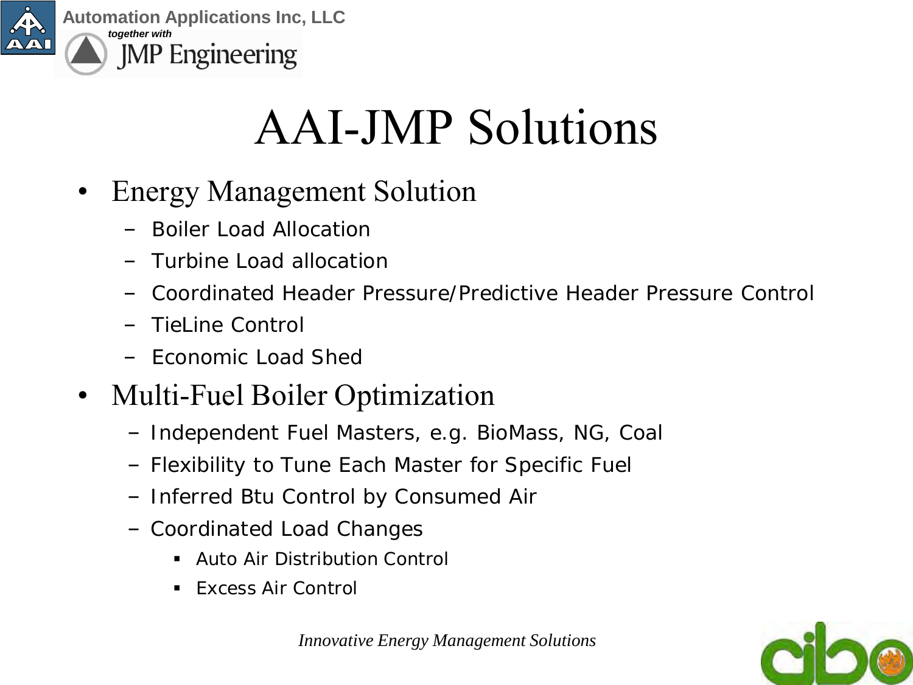# AAI-JMP Solutions

- Energy Management Solution
  - Boiler Load Allocation
  - Turbine Load allocation
  - Coordinated Header Pressure/Predictive Header Pressure Control
  - TieLine Control
  - Economic Load Shed
- Multi-Fuel Boiler Optimization
  - Independent Fuel Masters, e.g. BioMass, NG, Coal
  - Flexibility to Tune Each Master for Specific Fuel
  - Inferred Btu Control by Consumed Air
  - Coordinated Load Changes
    - Auto Air Distribution Control
    - Excess Air Control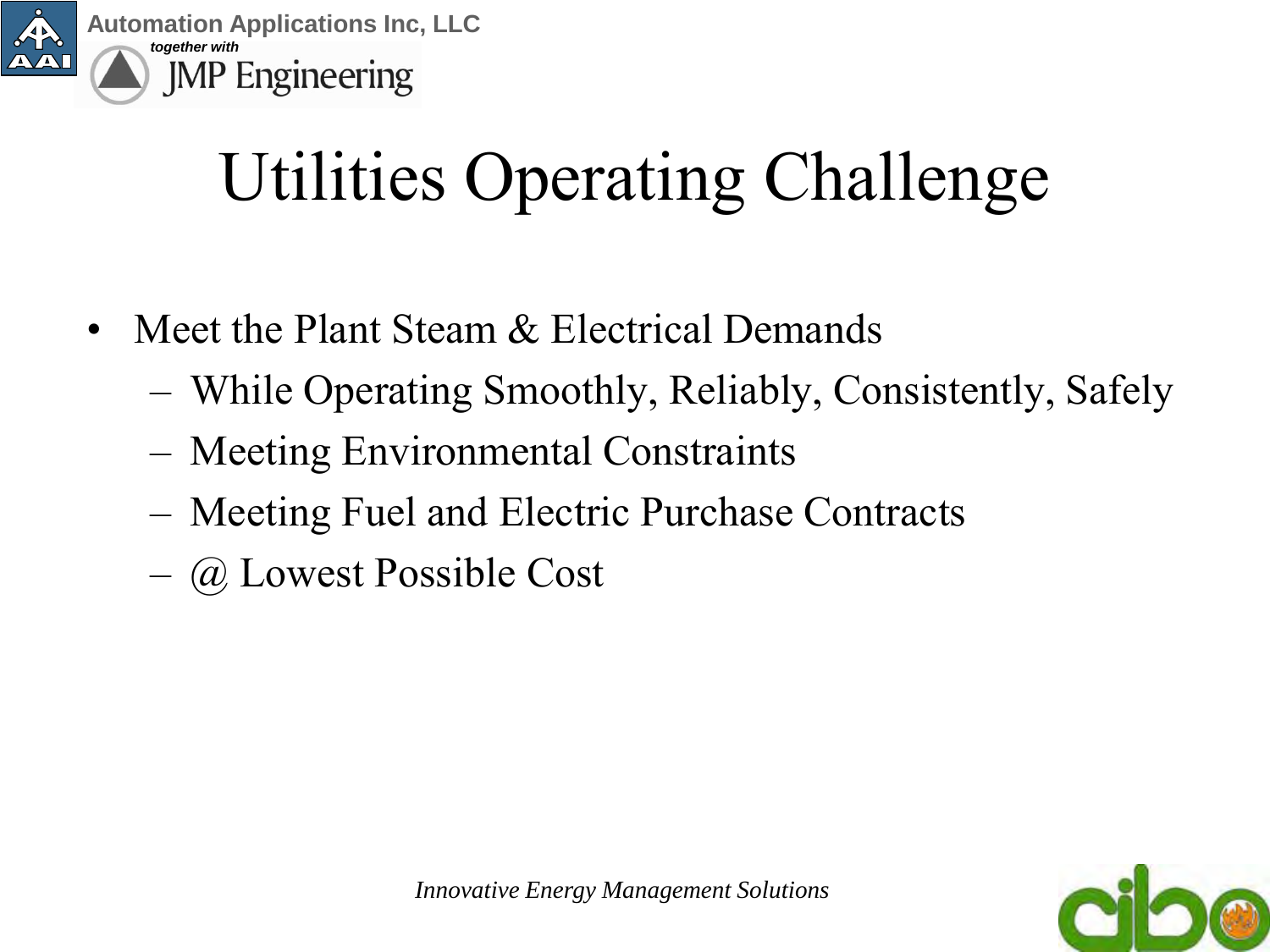# Utilities Operating Challenge

- Meet the Plant Steam & Electrical Demands
  - While Operating Smoothly, Reliably, Consistently, Safely
  - Meeting Environmental Constraints
  - Meeting Fuel and Electric Purchase Contracts
  - @ Lowest Possible Cost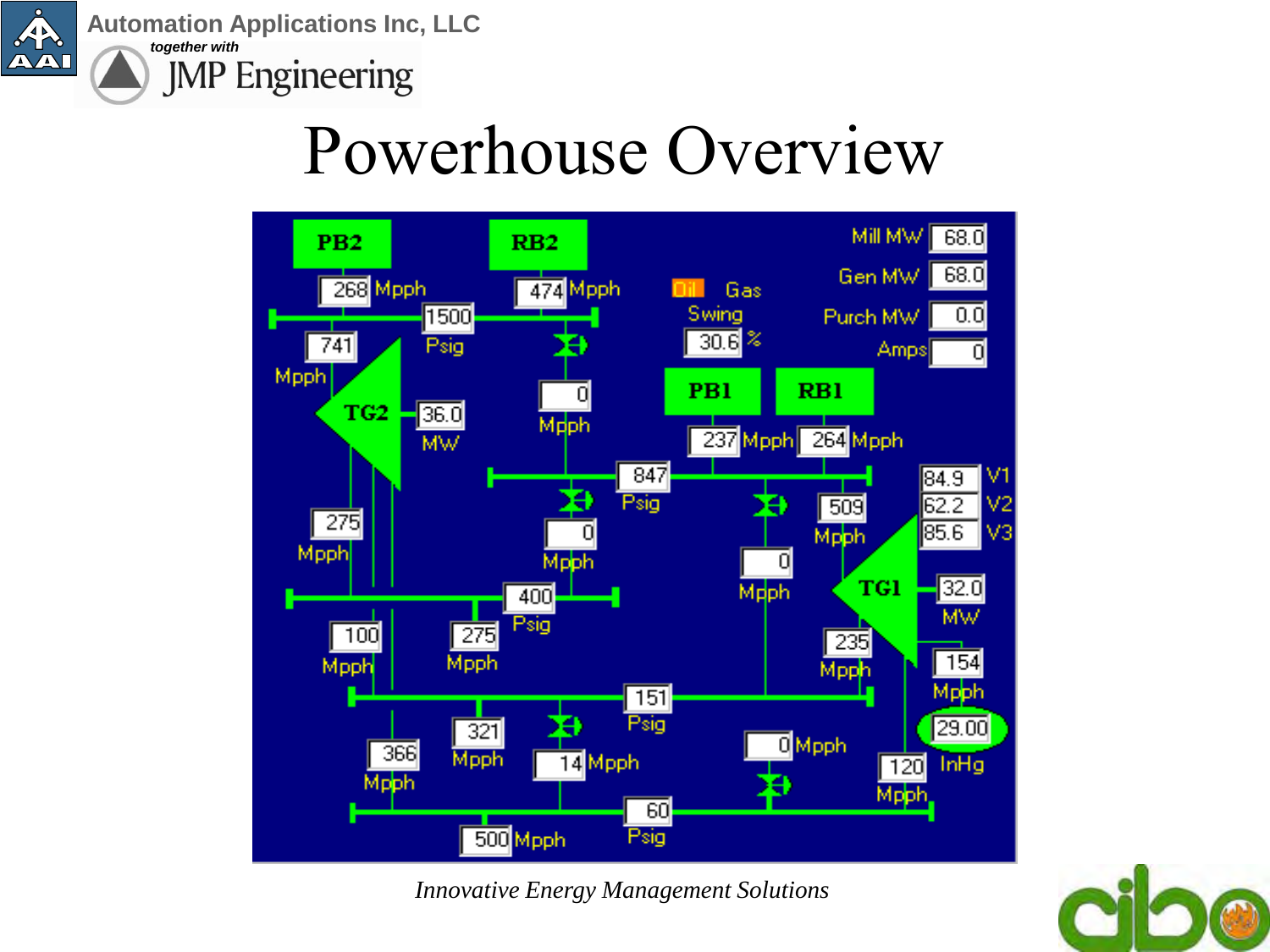# Powerhouse Overview

PB2 | RB2

268 Mpph | 474 Mpph

1500 Psig

741 Mpph

TG2 36.0 MW

0 Mpph

Oil Gas Swing 30.6 %

Mill MW 68.0

Gen MW 68.0

Purch MW 0.0

Amps 0

PB1 | RB1

237 Mpph | 264 Mpph

847 Psig

0 Mpph

509 Mpph

84.9 V1

62.2 V2

85.6 V3

275 Mpph

0 Mpph

TG1 32.0 MW

400 Psig

100 Mpph

275 Mpph

235 Mpph

154 Mpph

151 Psig

29.00 InHg

321 Mpph

366 Mpph

14 Mpph

0 Mpph

120 Mpph

60 Psig

500 Mpph

*Innovative Energy Management Solutions*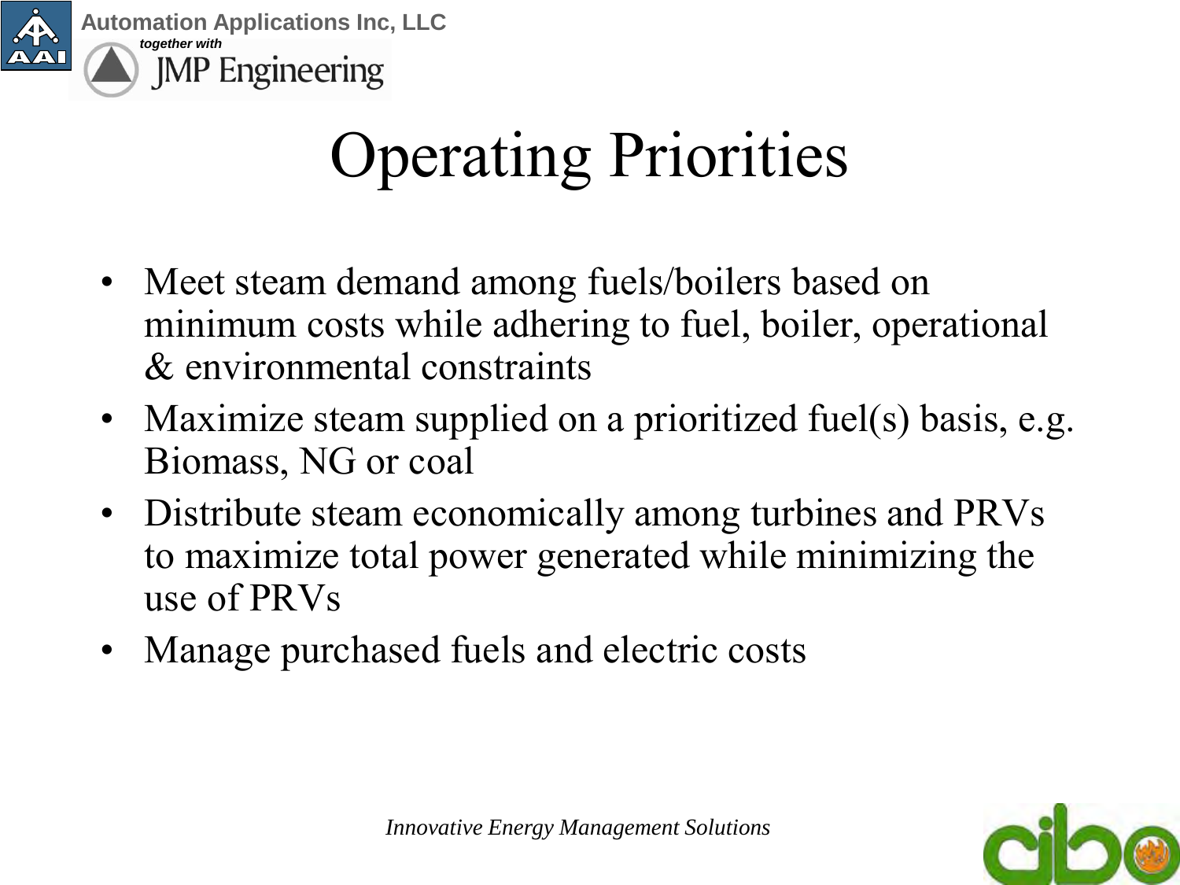# Operating Priorities

- Meet steam demand among fuels/boilers based on minimum costs while adhering to fuel, boiler, operational & environmental constraints
- Maximize steam supplied on a prioritized fuel(s) basis, e.g. Biomass, NG or coal
- Distribute steam economically among turbines and PRVs to maximize total power generated while minimizing the use of PRVs
- Manage purchased fuels and electric costs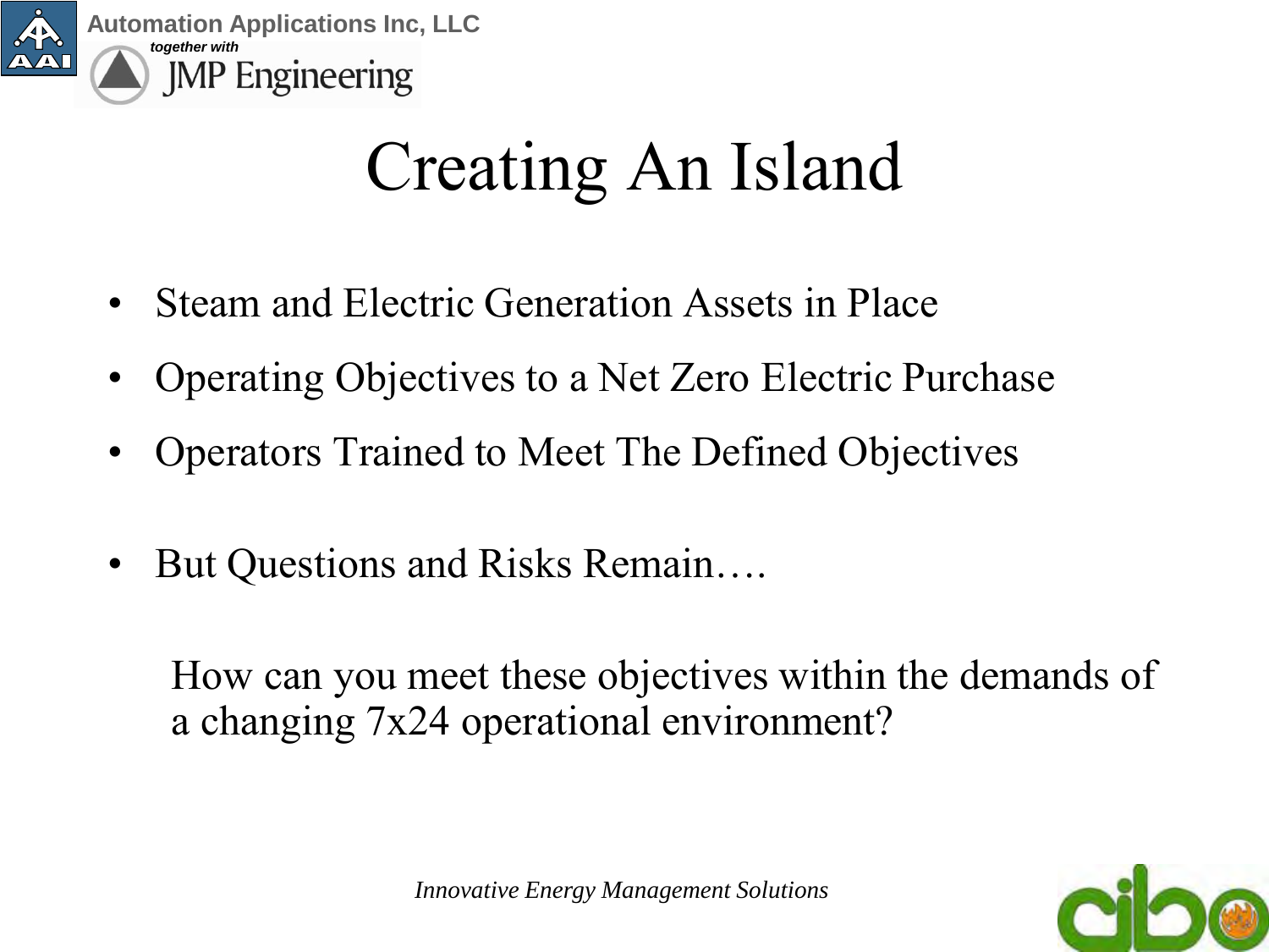# Creating An Island

- Steam and Electric Generation Assets in Place
- Operating Objectives to a Net Zero Electric Purchase
- Operators Trained to Meet The Defined Objectives
- But Questions and Risks Remain….

How can you meet these objectives within the demands of a changing 7x24 operational environment?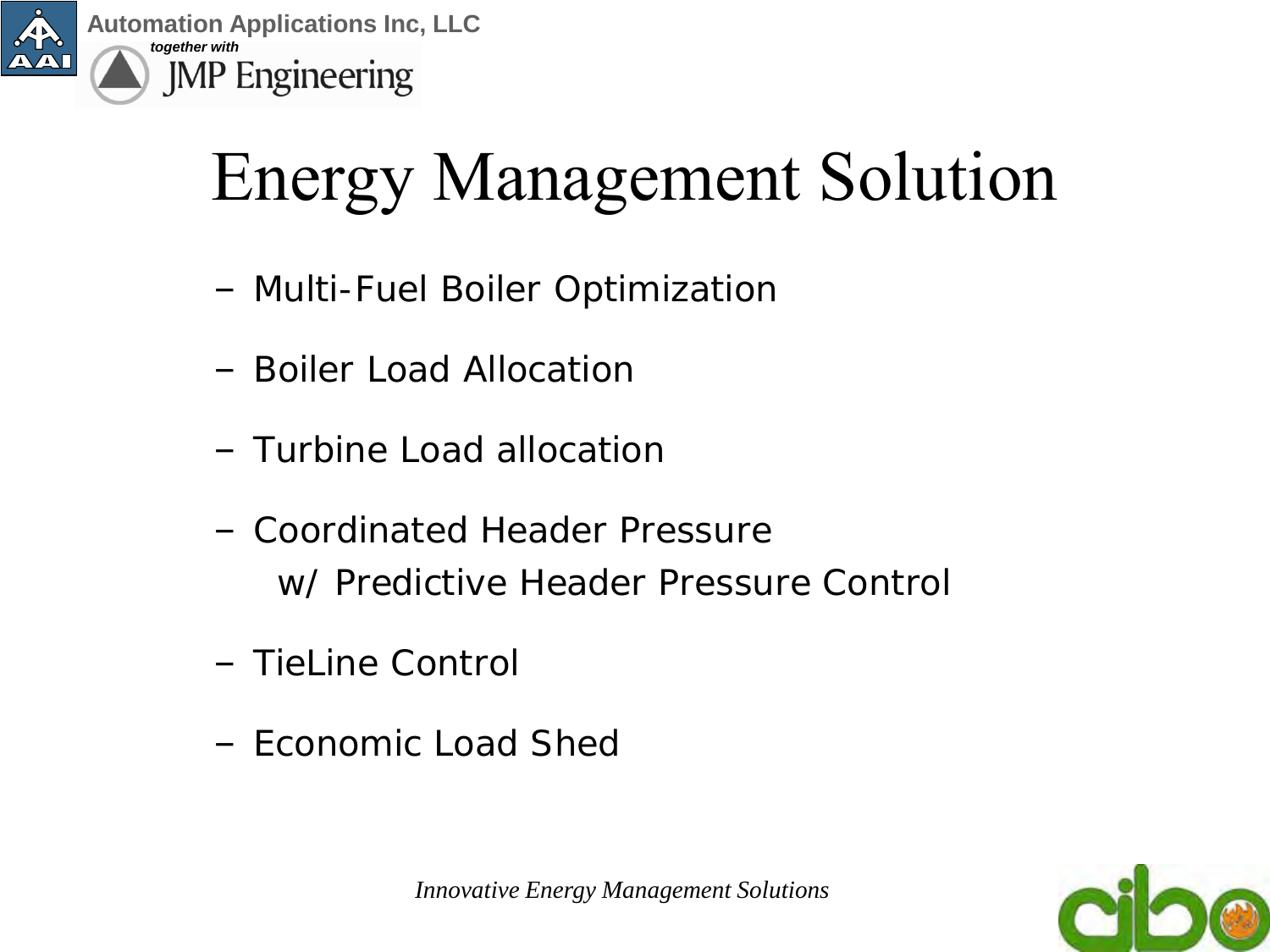# Energy Management Solution

- Multi-Fuel Boiler Optimization
- Boiler Load Allocation
- Turbine Load allocation
- Coordinated Header Pressure
  w/ Predictive Header Pressure Control
- TieLine Control
- Economic Load Shed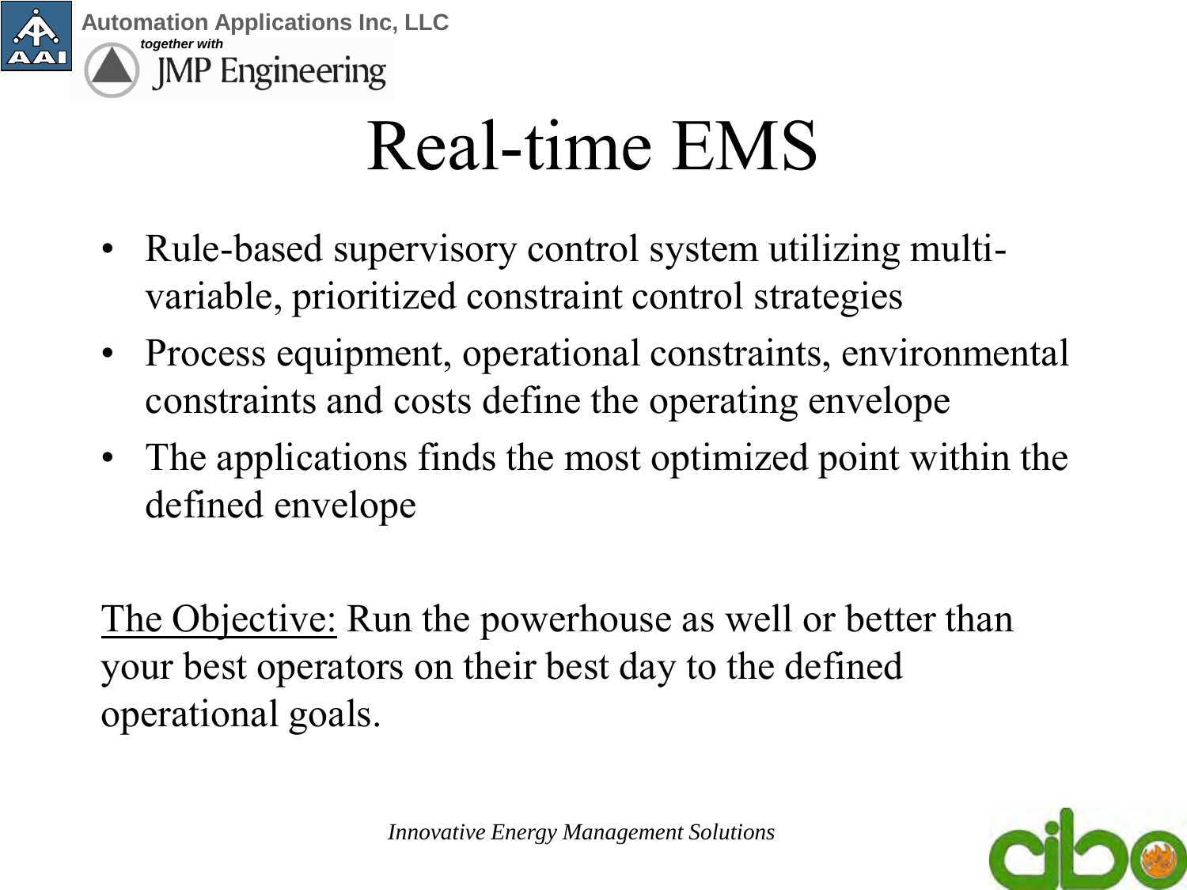# Real-time EMS

- Rule-based supervisory control system utilizing multi-variable, prioritized constraint control strategies
- Process equipment, operational constraints, environmental constraints and costs define the operating envelope
- The applications finds the most optimized point within the defined envelope

<u>The Objective:</u> Run the powerhouse as well or better than your best operators on their best day to the defined operational goals.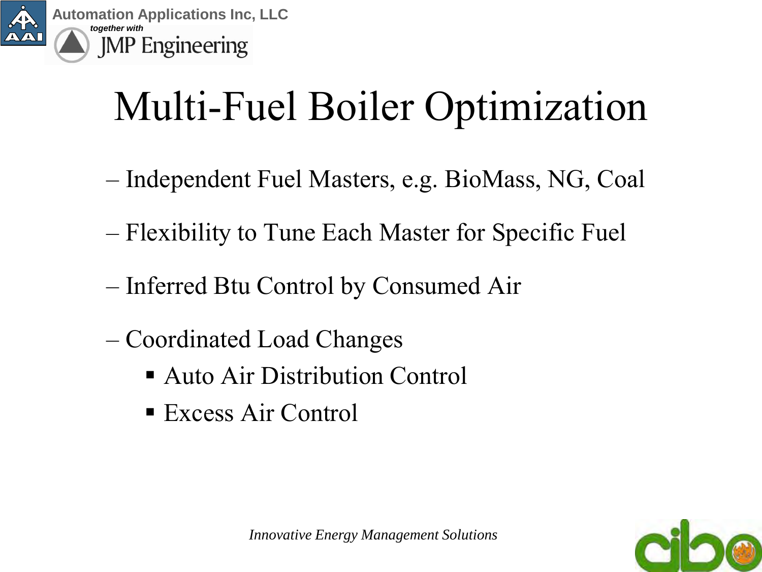# Multi-Fuel Boiler Optimization

- Independent Fuel Masters, e.g. BioMass, NG, Coal
- Flexibility to Tune Each Master for Specific Fuel
- Inferred Btu Control by Consumed Air
- Coordinated Load Changes
  - Auto Air Distribution Control
  - Excess Air Control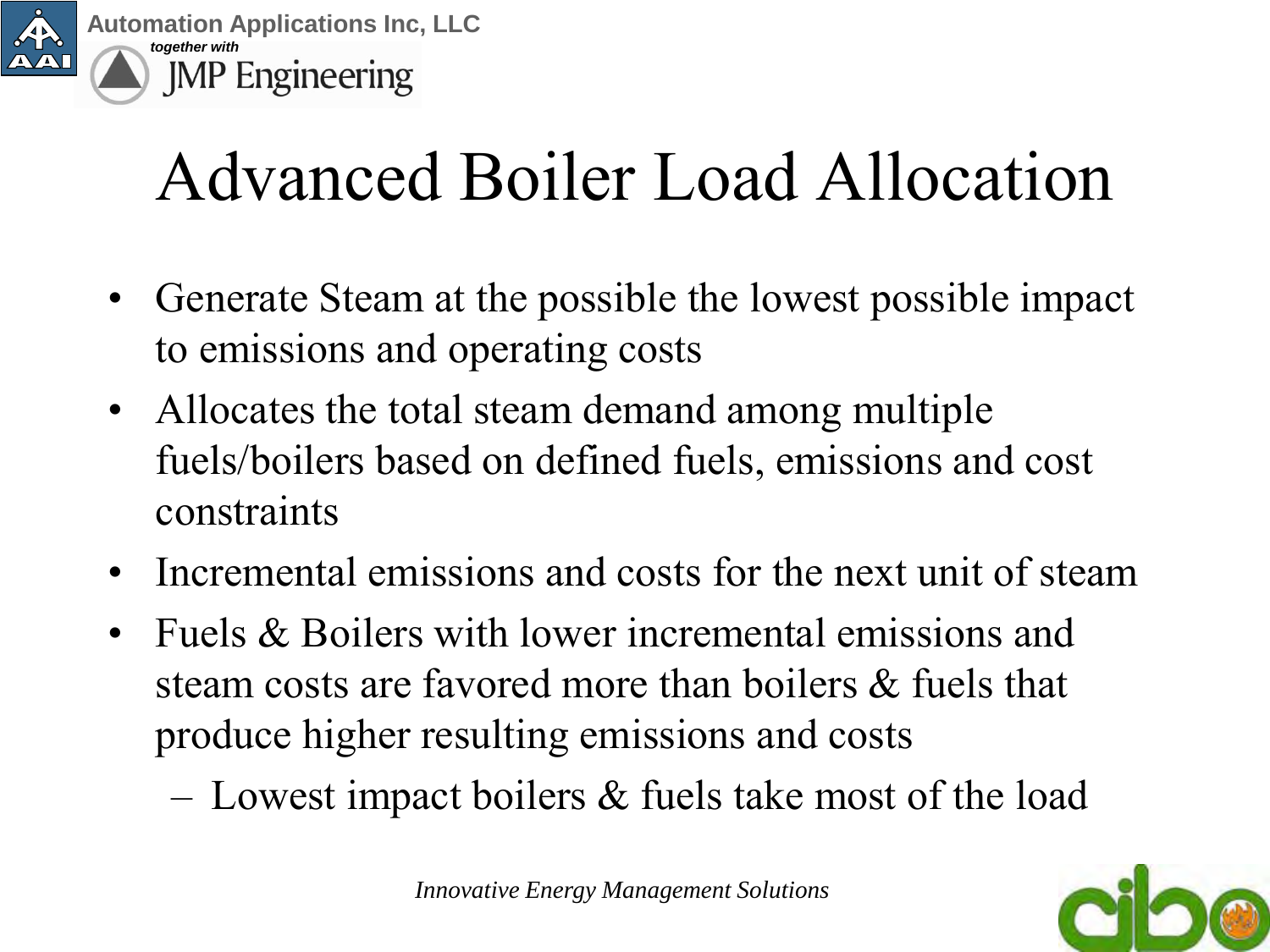# Advanced Boiler Load Allocation

- Generate Steam at the possible the lowest possible impact to emissions and operating costs
- Allocates the total steam demand among multiple fuels/boilers based on defined fuels, emissions and cost constraints
- Incremental emissions and costs for the next unit of steam
- Fuels & Boilers with lower incremental emissions and steam costs are favored more than boilers & fuels that produce higher resulting emissions and costs
  - Lowest impact boilers & fuels take most of the load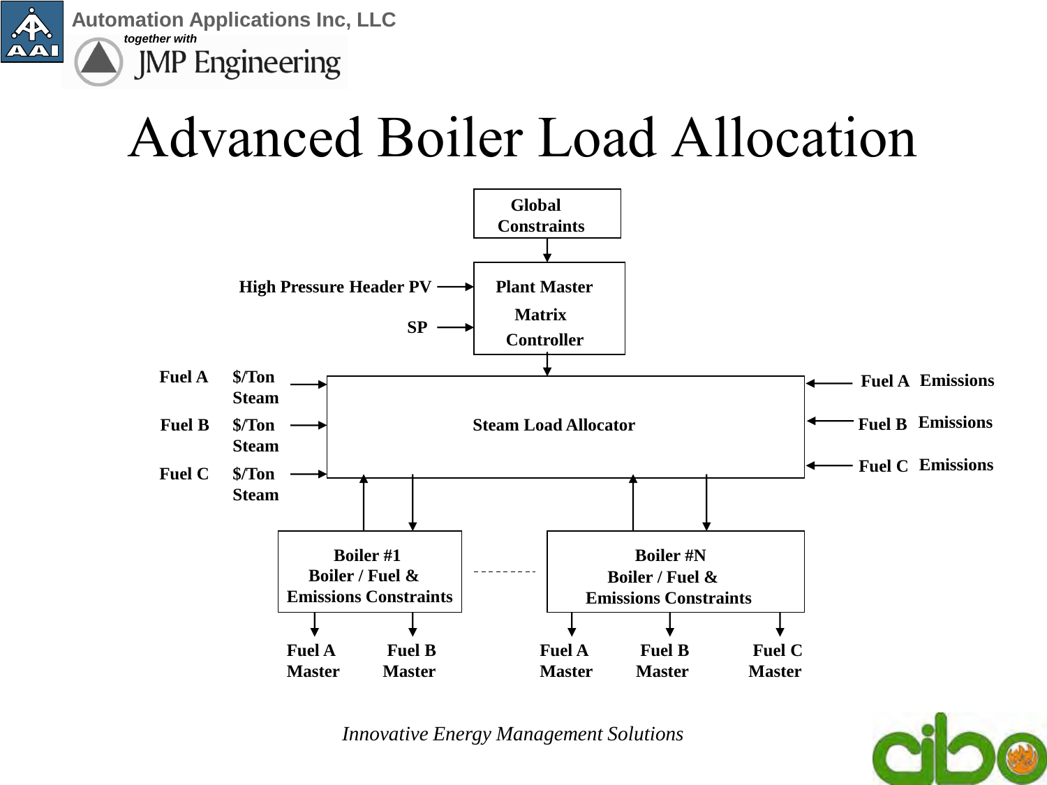# Advanced Boiler Load Allocation

Global Constraints

High Pressure Header PV

SP

Plant Master Matrix Controller

Fuel A $/Ton Steam

Fuel B $/Ton Steam

Fuel C $/Ton Steam

Steam Load Allocator

Fuel A Emissions

Fuel B Emissions

Fuel C Emissions

Boiler #1 Boiler / Fuel & Emissions Constraints

Boiler #N Boiler / Fuel & Emissions Constraints

Fuel A Master

Fuel B Master

Fuel A Master

Fuel B Master

Fuel C Master

*Innovative Energy Management Solutions*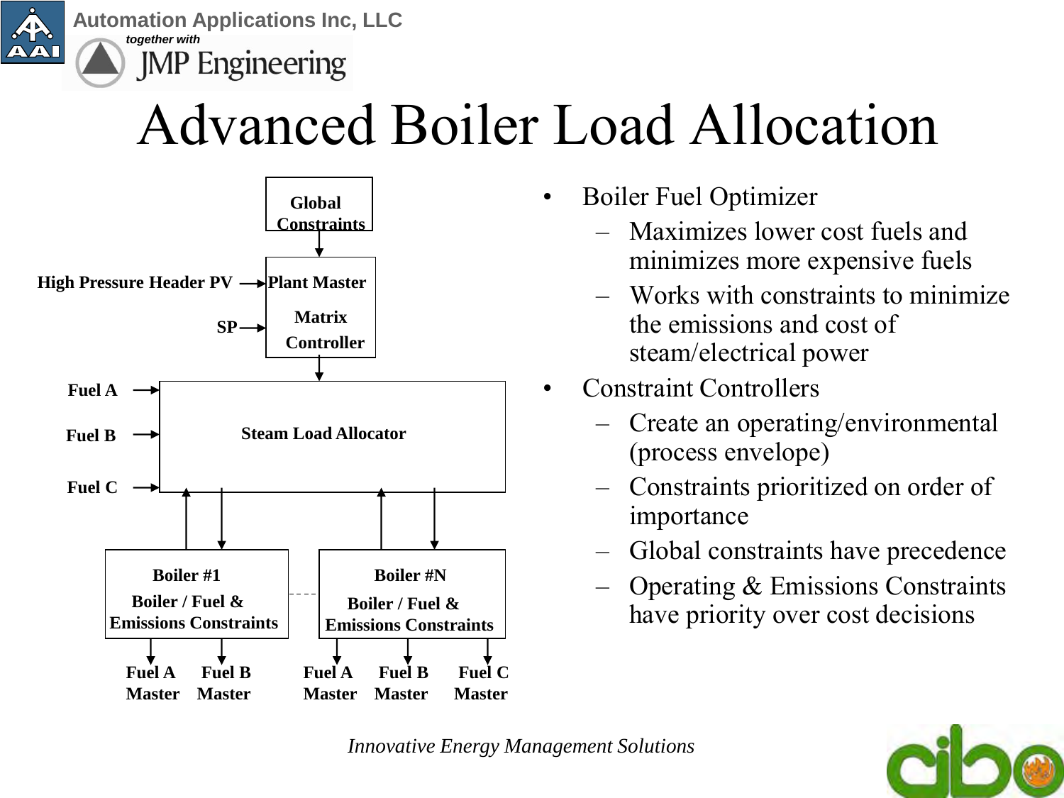# Advanced Boiler Load Allocation

Global Constraints

High Pressure Header PV → Plant Master Matrix Controller

SP →

Fuel A →

Fuel B → Steam Load Allocator

Fuel C →

Boiler #1 Boiler / Fuel & Emissions Constraints

Boiler #N Boiler / Fuel & Emissions Constraints

Fuel A Master, Fuel B Master

Fuel A Master, Fuel B Master, Fuel C Master

- Boiler Fuel Optimizer
  - Maximizes lower cost fuels and minimizes more expensive fuels
  - Works with constraints to minimize the emissions and cost of steam/electrical power
- Constraint Controllers
  - Create an operating/environmental (process envelope)
  - Constraints prioritized on order of importance
  - Global constraints have precedence
  - Operating & Emissions Constraints have priority over cost decisions

*Innovative Energy Management Solutions*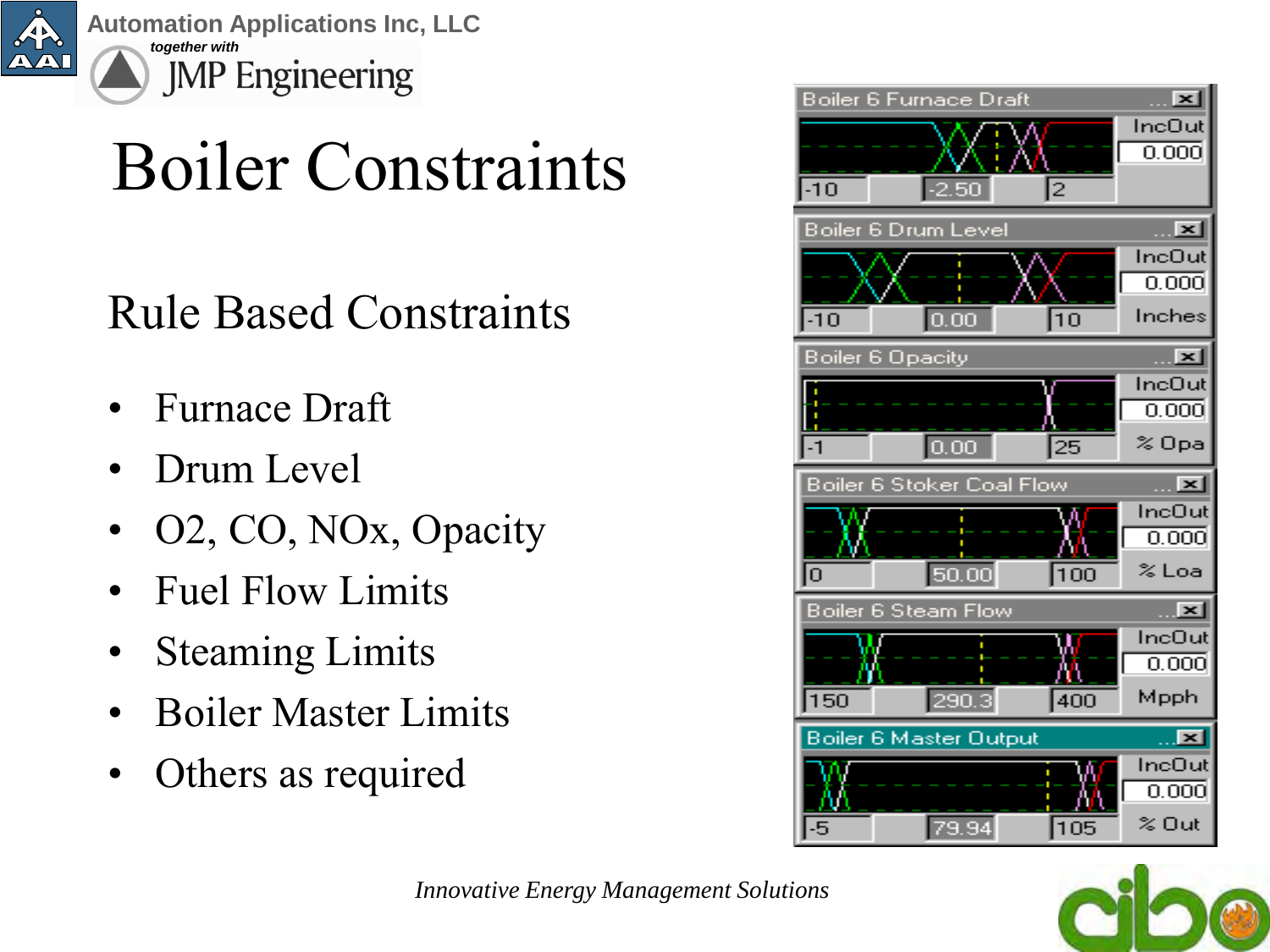Automation Applications Inc, LLC

*together with*

JMP Engineering

# Boiler Constraints

## Rule Based Constraints

- Furnace Draft
- Drum Level
- $O_2$, CO, NOx, Opacity
- Fuel Flow Limits
- Steaming Limits
- Boiler Master Limits
- Others as required

*Innovative Energy Management Solutions*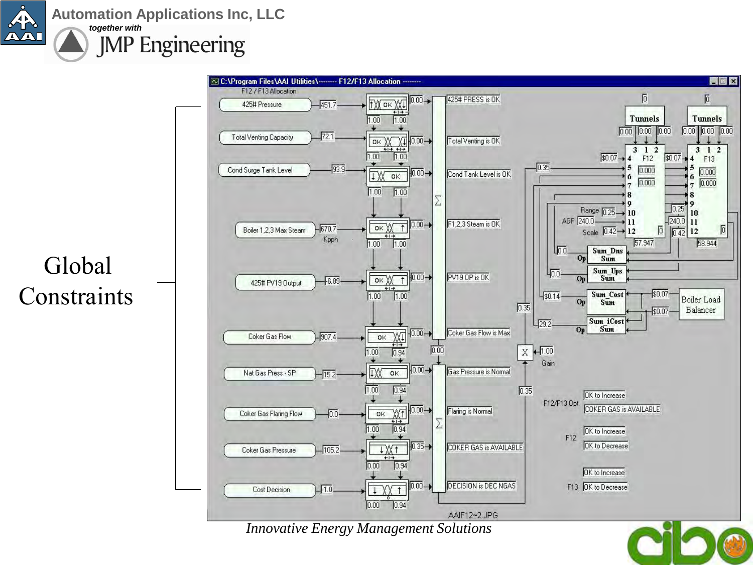Global Constraints

C:\Program Files\AAI Utilities\-------- F12/F13 Allocation --------

F12 / F13 Allocation

425# Pressure 451.7 — 425# PRESS is OK

Total Venting Capacity 72.1 — Total Venting is OK

Cond Surge Tank Level 93.9 — Cond Tank Level is OK

Boiler 1,2,3 Max Steam 670.7 Kpph — F1,2,3 Steam is OK

425# PV19 Output -6.89 — PV19 OP is OK

Coker Gas Flow 907.4 — Coker Gas Flow is Max

Nat Gas Press - SP 15.2 — Gas Pressure is Normal

Coker Gas Flaring Flow 0.0 — Flaring is Normal

Coker Gas Pressure 105.2 — COKER GAS is AVAILABLE

Cost Decision -1.0 — DECISION is DEC NGAS

Tunnels F12 57.947

Tunnels F13 58.944

Range 0.25, AGF 240.0, Scale 0.42

Sum_Dns Sum, Sum_Ups Sum, Sum_Cost Sum, Sum_iCost Sum

Boiler Load Balancer

Gain 1.00

F12/F13 Opt: OK to Increase, COKER GAS is AVAILABLE

F12: OK to Increase, OK to Decrease

F13: OK to Increase, OK to Decrease

AAIF12~2.JPG

*Innovative Energy Management Solutions*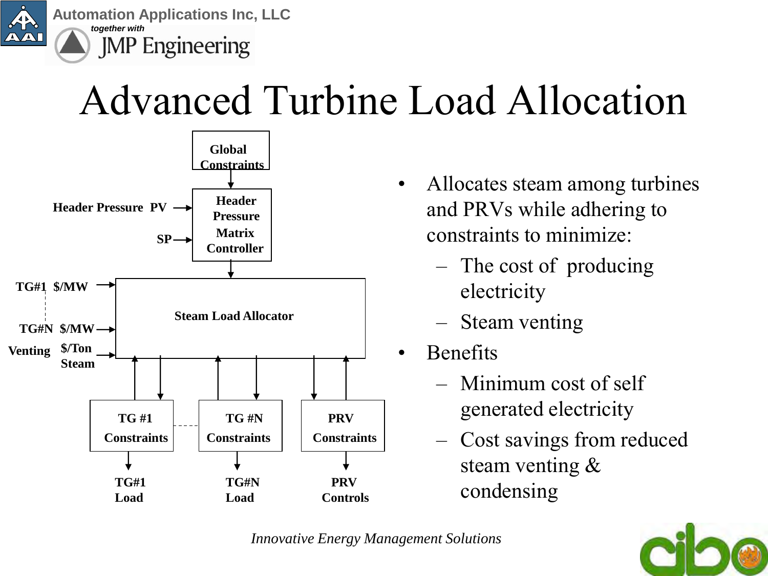# Advanced Turbine Load Allocation

Global Constraints

Header Pressure PV

SP

Header Pressure Matrix Controller

TG#1 $/MW

TG#N $/MW

Venting $/Ton Steam

Steam Load Allocator

TG #1 Constraints

TG #N Constraints

PRV Constraints

TG#1 Load

TG#N Load

PRV Controls

- Allocates steam among turbines and PRVs while adhering to constraints to minimize:
  - The cost of producing electricity
  - Steam venting
- Benefits
  - Minimum cost of self generated electricity
  - Cost savings from reduced steam venting & condensing

*Innovative Energy Management Solutions*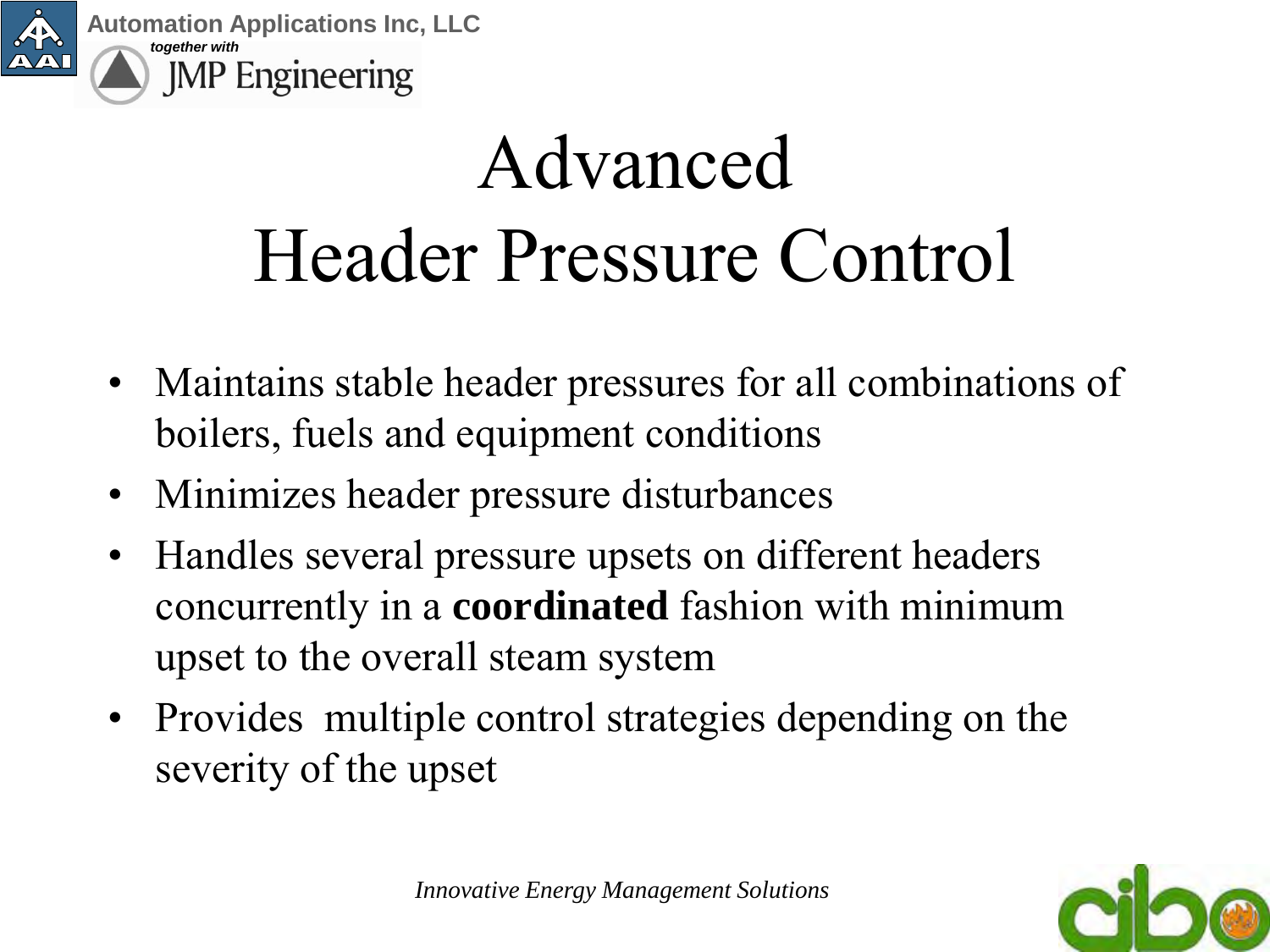# Advanced Header Pressure Control

- Maintains stable header pressures for all combinations of boilers, fuels and equipment conditions
- Minimizes header pressure disturbances
- Handles several pressure upsets on different headers concurrently in a **coordinated** fashion with minimum upset to the overall steam system
- Provides multiple control strategies depending on the severity of the upset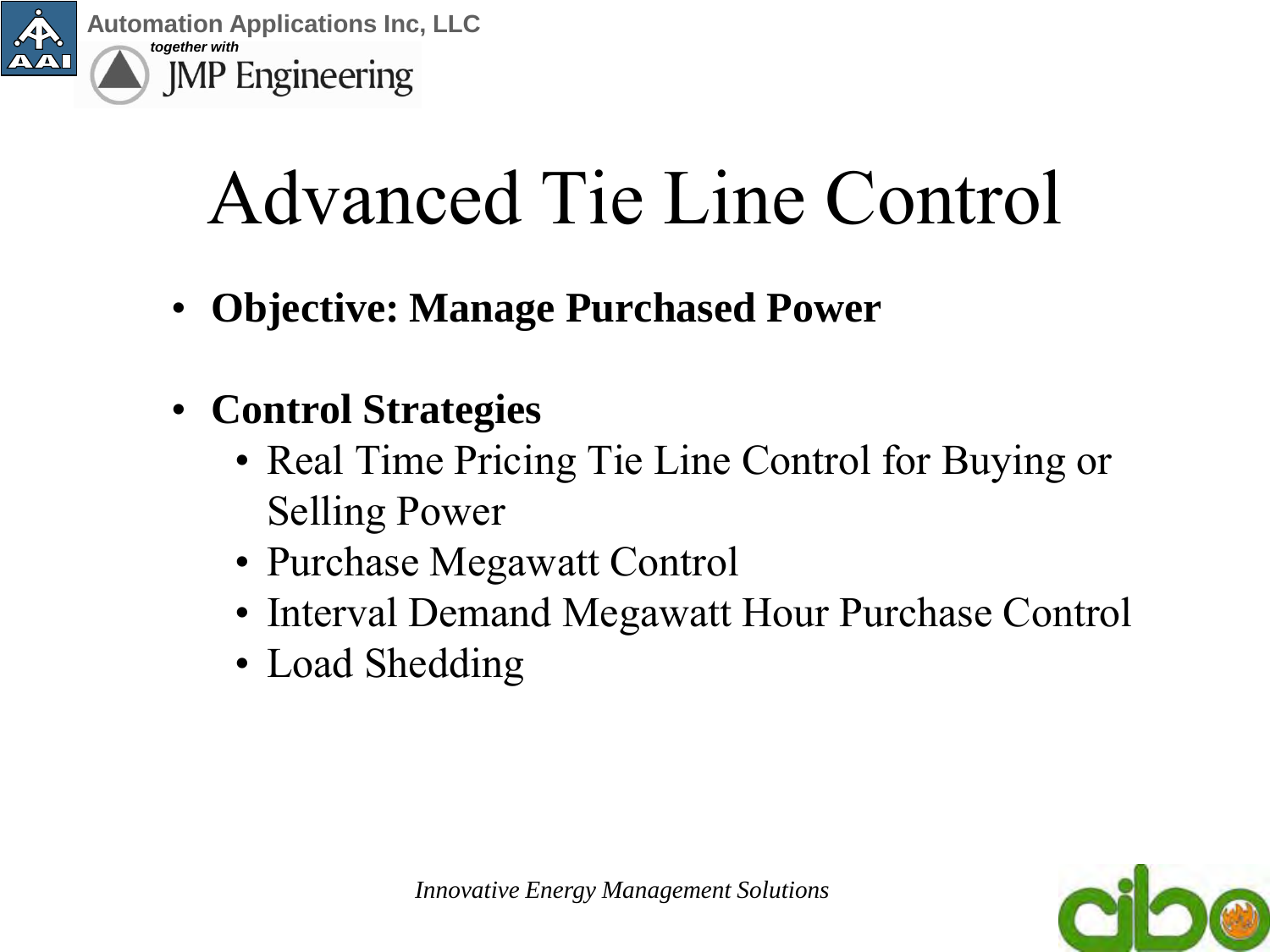# Advanced Tie Line Control

- **Objective: Manage Purchased Power**

- **Control Strategies**
  - Real Time Pricing Tie Line Control for Buying or Selling Power
  - Purchase Megawatt Control
  - Interval Demand Megawatt Hour Purchase Control
  - Load Shedding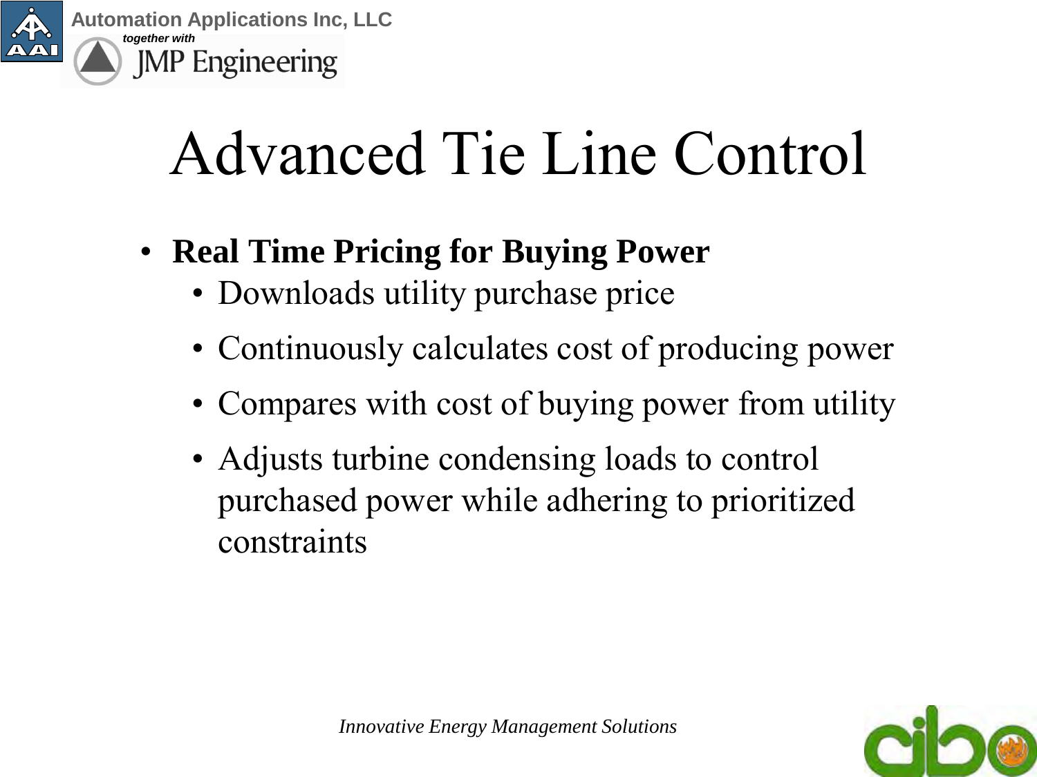# Advanced Tie Line Control

- **Real Time Pricing for Buying Power**
  - Downloads utility purchase price
  - Continuously calculates cost of producing power
  - Compares with cost of buying power from utility
  - Adjusts turbine condensing loads to control purchased power while adhering to prioritized constraints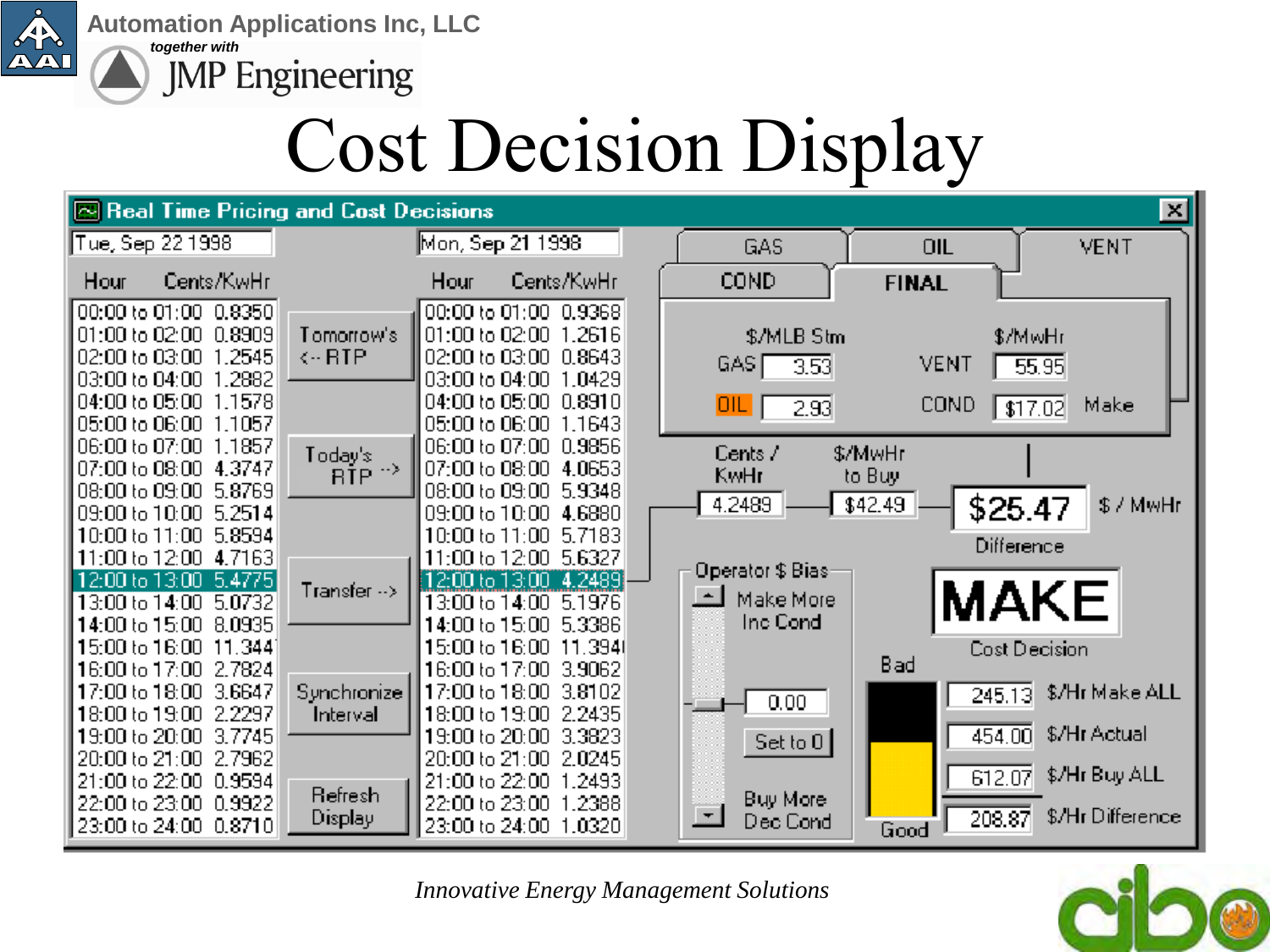# Cost Decision Display

**Real Time Pricing and Cost Decisions**

| Tue, Sep 22 1998 | | Mon, Sep 21 1998 | |
|---|---|---|---|
| Hour | Cents/KwHr | Hour | Cents/KwHr |
| 00:00 to 01:00 | 0.8350 | 00:00 to 01:00 | 0.9368 |
| 01:00 to 02:00 | 0.8909 | 01:00 to 02:00 | 1.2616 |
| 02:00 to 03:00 | 1.2545 | 02:00 to 03:00 | 0.8643 |
| 03:00 to 04:00 | 1.2882 | 03:00 to 04:00 | 1.0429 |
| 04:00 to 05:00 | 1.1578 | 04:00 to 05:00 | 0.8910 |
| 05:00 to 06:00 | 1.1057 | 05:00 to 06:00 | 1.1643 |
| 06:00 to 07:00 | 1.1857 | 06:00 to 07:00 | 0.9856 |
| 07:00 to 08:00 | 4.3747 | 07:00 to 08:00 | 4.0653 |
| 08:00 to 09:00 | 5.8769 | 08:00 to 09:00 | 5.9348 |
| 09:00 to 10:00 | 5.2514 | 09:00 to 10:00 | 4.6880 |
| 10:00 to 11:00 | 5.8594 | 10:00 to 11:00 | 5.7183 |
| 11:00 to 12:00 | 4.7163 | 11:00 to 12:00 | 5.6327 |
| 12:00 to 13:00 | 5.4775 | 12:00 to 13:00 | 4.2489 |
| 13:00 to 14:00 | 5.0732 | 13:00 to 14:00 | 5.1976 |
| 14:00 to 15:00 | 8.0935 | 14:00 to 15:00 | 5.3386 |
| 15:00 to 16:00 | 11.344 | 15:00 to 16:00 | 11.394 |
| 16:00 to 17:00 | 2.7824 | 16:00 to 17:00 | 3.9062 |
| 17:00 to 18:00 | 3.6647 | 17:00 to 18:00 | 3.8102 |
| 18:00 to 19:00 | 2.2297 | 18:00 to 19:00 | 2.2435 |
| 19:00 to 20:00 | 3.7745 | 19:00 to 20:00 | 3.3823 |
| 20:00 to 21:00 | 2.7962 | 20:00 to 21:00 | 2.0245 |
| 21:00 to 22:00 | 0.9594 | 21:00 to 22:00 | 1.2493 |
| 22:00 to 23:00 | 0.9922 | 22:00 to 23:00 | 1.2388 |
| 23:00 to 24:00 | 0.8710 | 23:00 to 24:00 | 1.0320 |

Buttons: Tomorrow's <-- RTP; Today's RTP -->; Transfer -->; Synchronize Interval; Refresh Display

Tabs: GAS | OIL | VENT | COND | FINAL

| $/MLB Stm | | $/MwHr | | |
|---|---|---|---|---|
| GAS | 3.53 | VENT | 55.95 | |
| OIL | 2.93 | COND | $17.02 | Make |

| Cents / KwHr | $/MwHr to Buy | Difference | |
|---|---|---|---|
| 4.2489 | $42.49 | $25.47 | $ / MwHr |

Operator $ Bias: Make More Inc Cond; 0.00; Set to 0; Buy More Dec Cond

**MAKE** — Cost Decision

Bad / Good

| | |
|---|---|
| 245.13 | $/Hr Make ALL |
| 454.00 | $/Hr Actual |
| 612.07 | $/Hr Buy ALL |
| 208.87 | $/Hr Difference |

*Innovative Energy Management Solutions*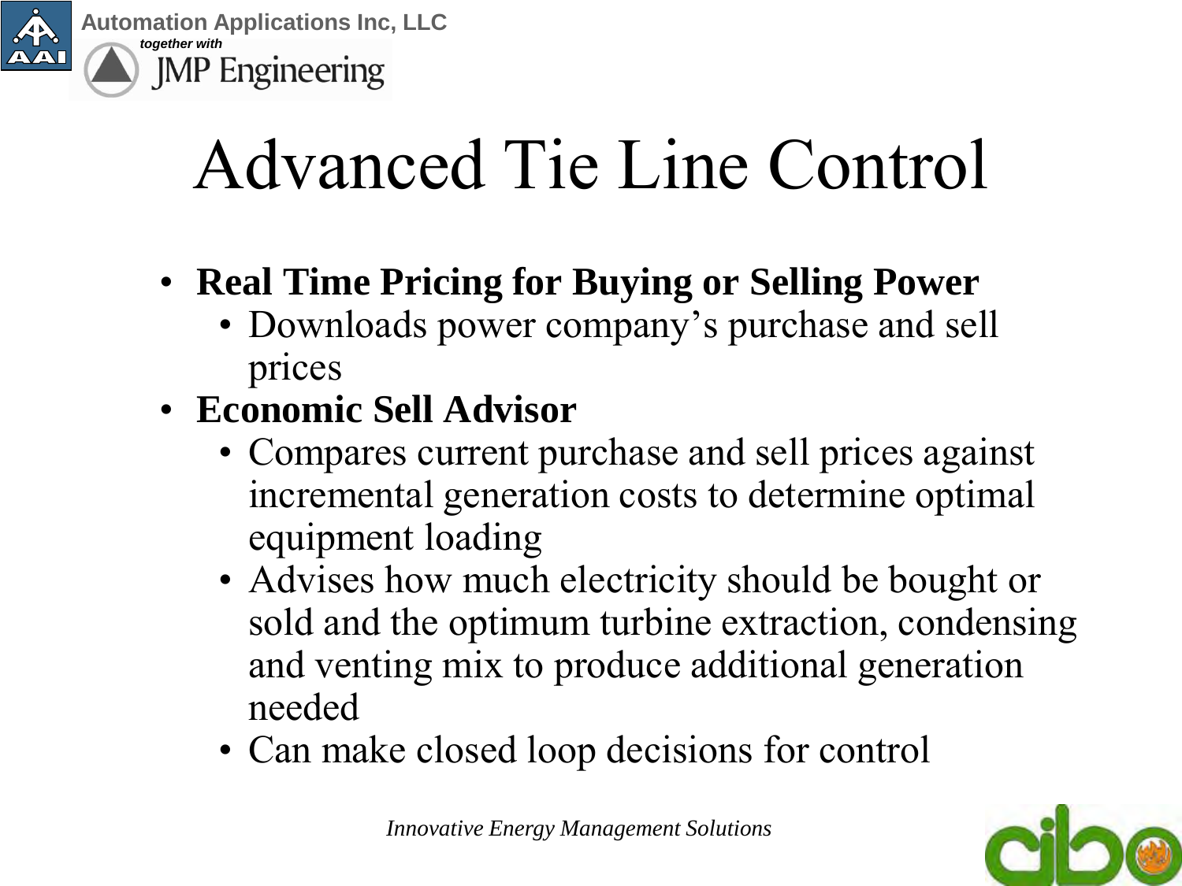# Advanced Tie Line Control

- **Real Time Pricing for Buying or Selling Power**
  - Downloads power company's purchase and sell prices
- **Economic Sell Advisor**
  - Compares current purchase and sell prices against incremental generation costs to determine optimal equipment loading
  - Advises how much electricity should be bought or sold and the optimum turbine extraction, condensing and venting mix to produce additional generation needed
  - Can make closed loop decisions for control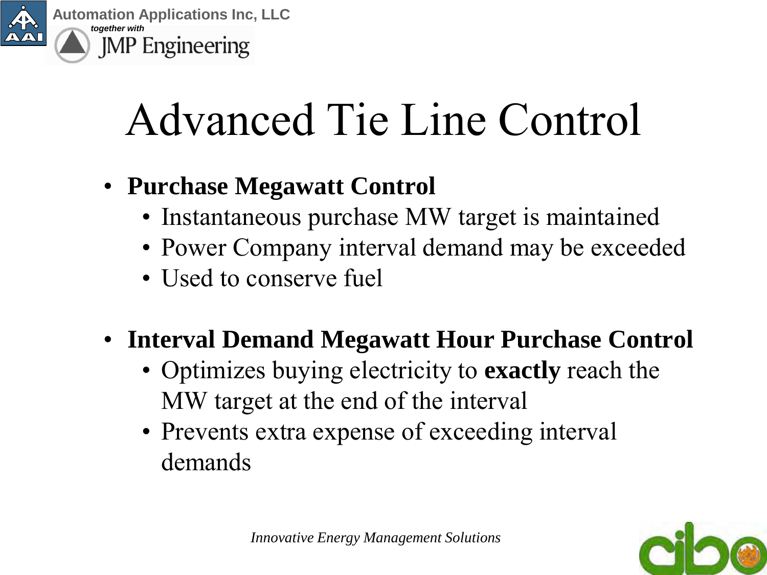# Advanced Tie Line Control

- **Purchase Megawatt Control**
  - Instantaneous purchase MW target is maintained
  - Power Company interval demand may be exceeded
  - Used to conserve fuel

- **Interval Demand Megawatt Hour Purchase Control**
  - Optimizes buying electricity to **exactly** reach the MW target at the end of the interval
  - Prevents extra expense of exceeding interval demands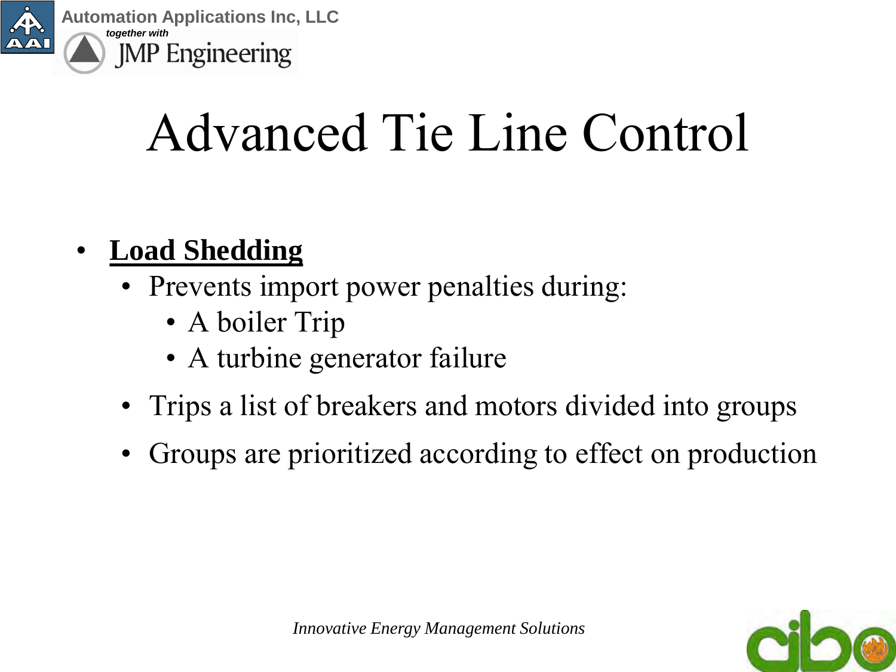# Advanced Tie Line Control

- **Load Shedding**
  - Prevents import power penalties during:
    - A boiler Trip
    - A turbine generator failure
  - Trips a list of breakers and motors divided into groups
  - Groups are prioritized according to effect on production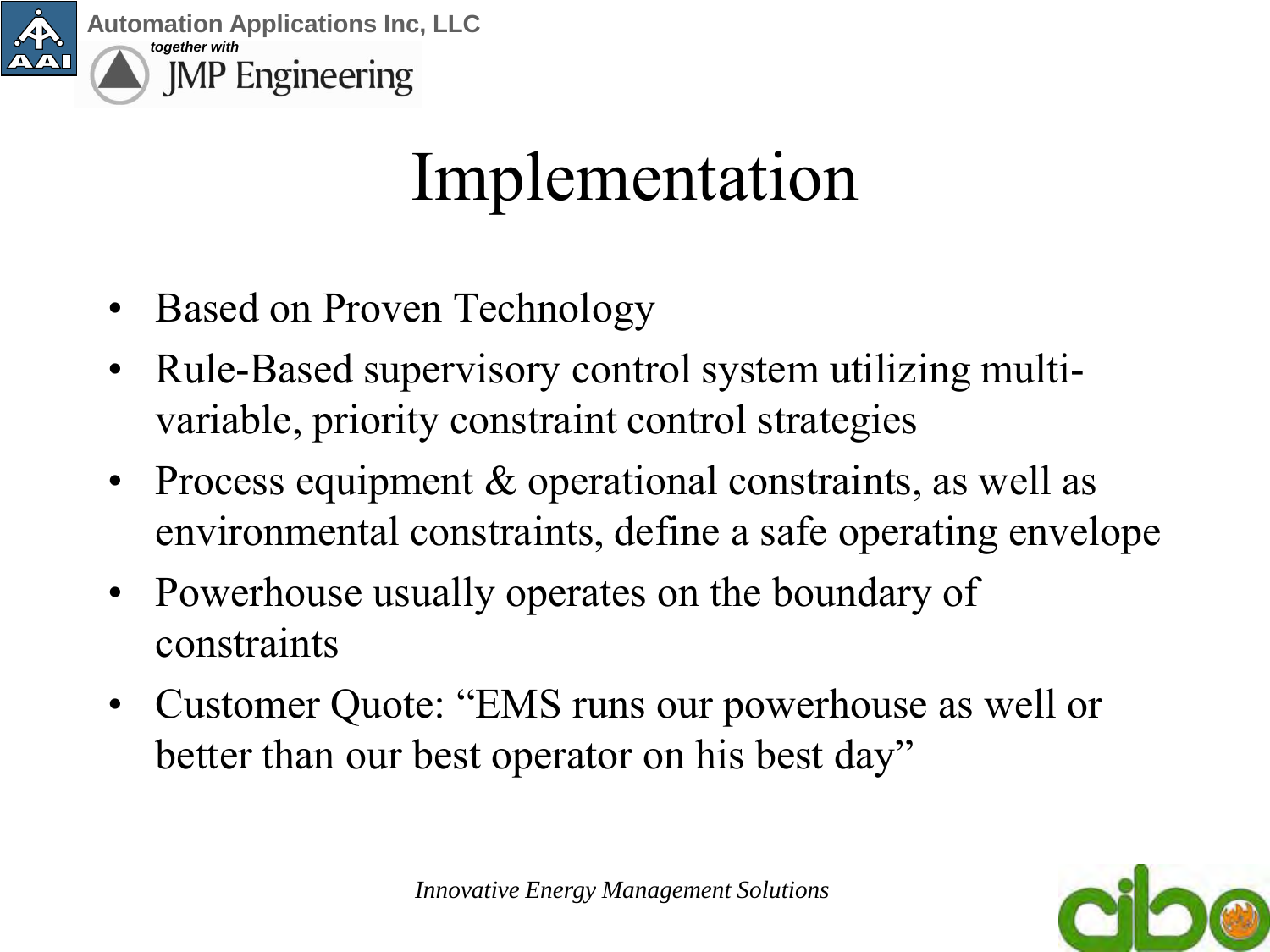# Implementation

- Based on Proven Technology
- Rule-Based supervisory control system utilizing multi-variable, priority constraint control strategies
- Process equipment & operational constraints, as well as environmental constraints, define a safe operating envelope
- Powerhouse usually operates on the boundary of constraints
- Customer Quote: “EMS runs our powerhouse as well or better than our best operator on his best day”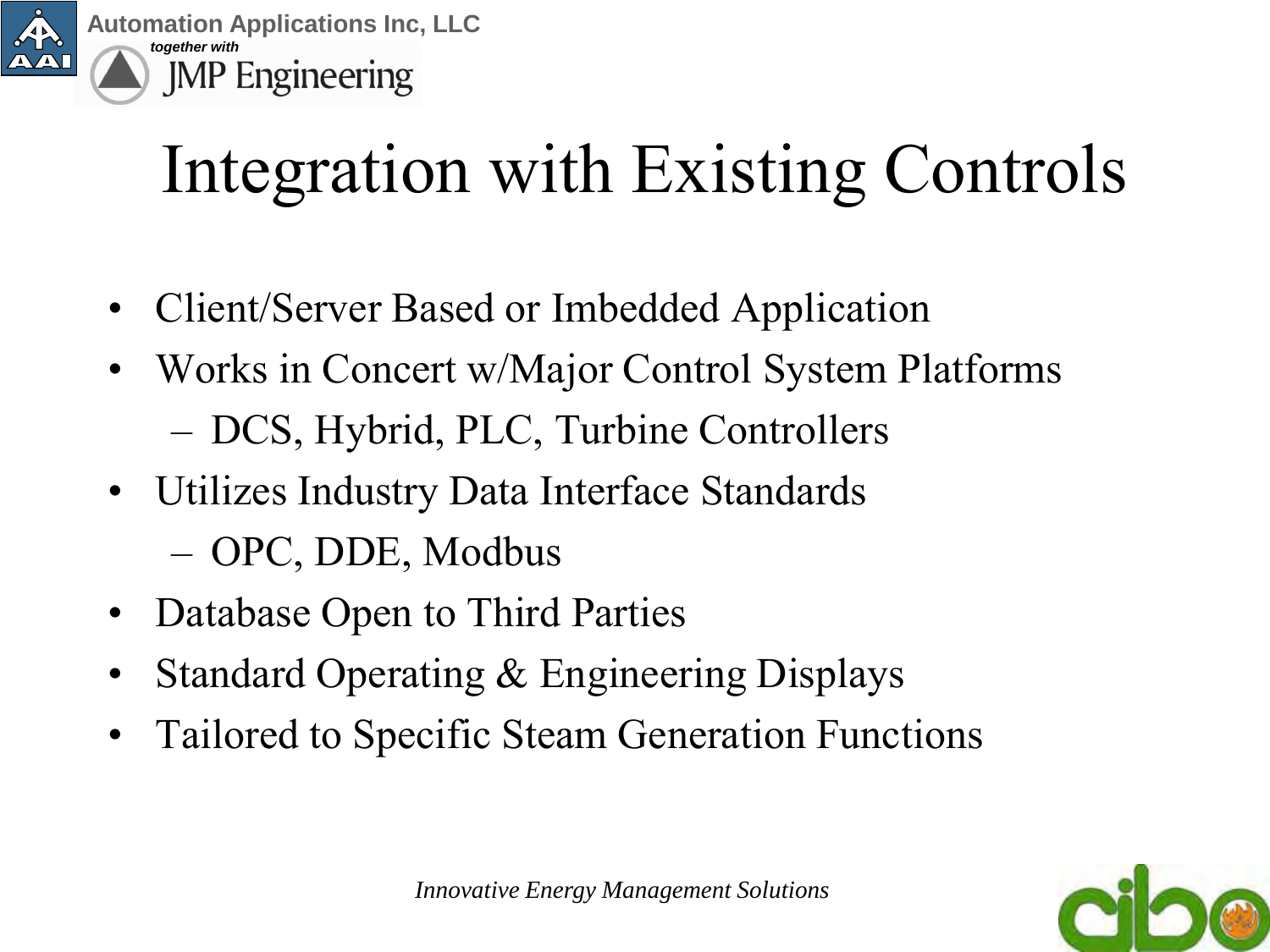# Integration with Existing Controls

- Client/Server Based or Imbedded Application
- Works in Concert w/Major Control System Platforms
  - DCS, Hybrid, PLC, Turbine Controllers
- Utilizes Industry Data Interface Standards
  - OPC, DDE, Modbus
- Database Open to Third Parties
- Standard Operating & Engineering Displays
- Tailored to Specific Steam Generation Functions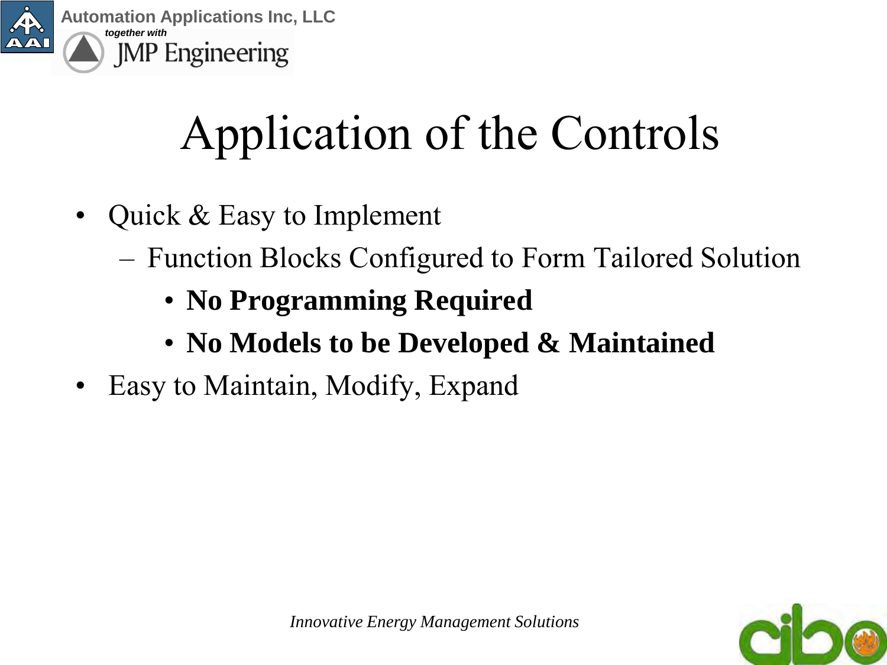# Application of the Controls

- Quick & Easy to Implement
  - Function Blocks Configured to Form Tailored Solution
    - **No Programming Required**
    - **No Models to be Developed & Maintained**
- Easy to Maintain, Modify, Expand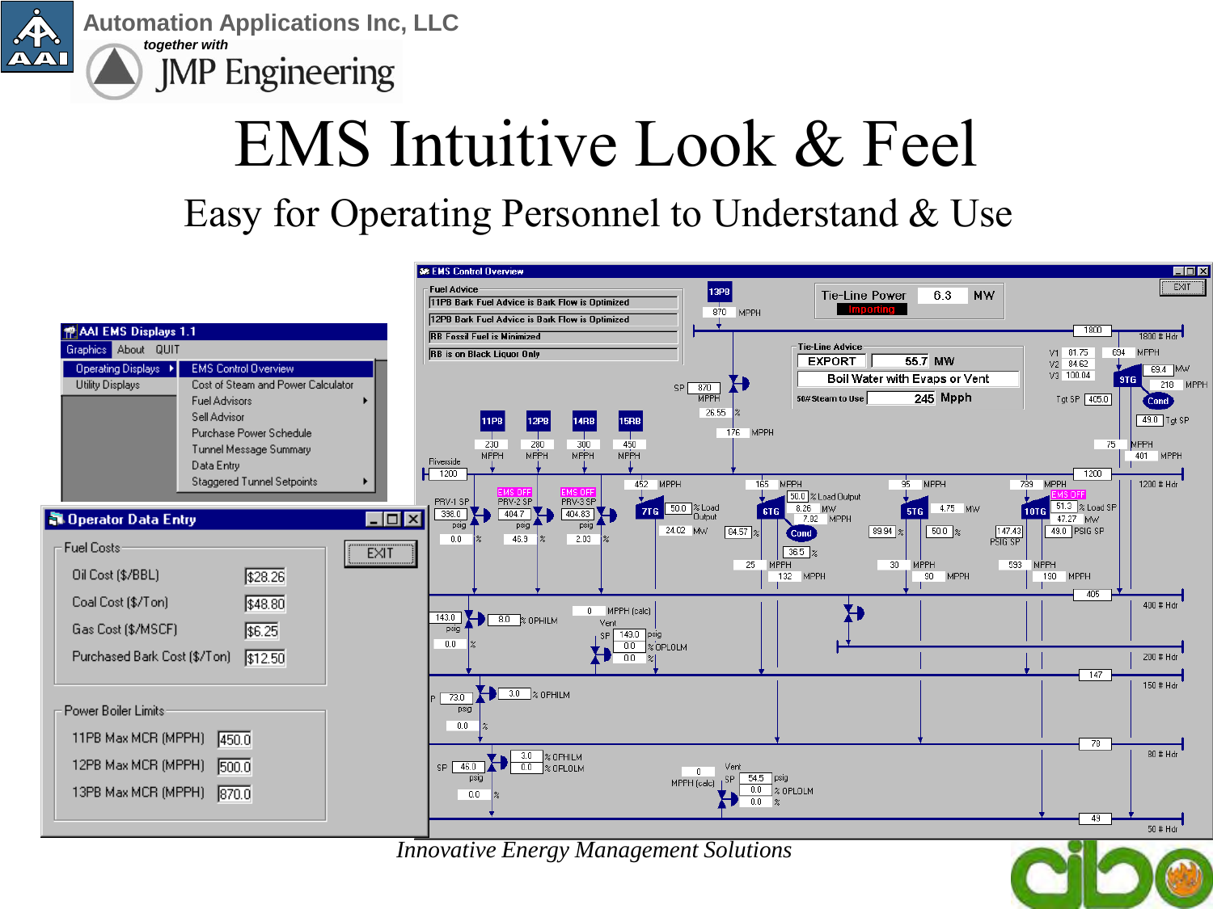Automation Applications Inc, LLC

*together with*

JMP Engineering

# EMS Intuitive Look & Feel

## Easy for Operating Personnel to Understand & Use

**AAI EMS Displays 1.1**

Graphics | About | QUIT

- Operating Displays
  - EMS Control Overview
  - Cost of Steam and Power Calculator
  - Fuel Advisors
  - Sell Advisor
  - Purchase Power Schedule
  - Tunnel Message Summary
  - Data Entry
  - Staggered Tunnel Setpoints
- Utility Displays

**Operator Data Entry**

EXIT

Fuel Costs

| | |
|---|---|
| Oil Cost ($/BBL) | $28.26 |
| Coal Cost ($/Ton) | $48.80 |
| Gas Cost ($/MSCF) | $6.25 |
| Purchased Bark Cost ($/Ton) | $12.50 |

Power Boiler Limits

| | |
|---|---|
| 11PB Max MCR (MPPH) | 450.0 |
| 12PB Max MCR (MPPH) | 500.0 |
| 13PB Max MCR (MPPH) | 870.0 |

**EMS Control Overview**

Fuel Advice

- 11PB Bark Fuel Advice is Bark Flow is Optimized
- 12PB Bark Fuel Advice is Bark Flow is Optimized
- RB Fossil Fuel is Minimized
- RB is on Black Liquor Only

Tie-Line Power 6.3 MW — Importing

Tie-Line Advice: EXPORT 55.7 MW; Boil Water with Evaps or Vent; 50# Steam to Use 245 Mpph

*Innovative Energy Management Solutions*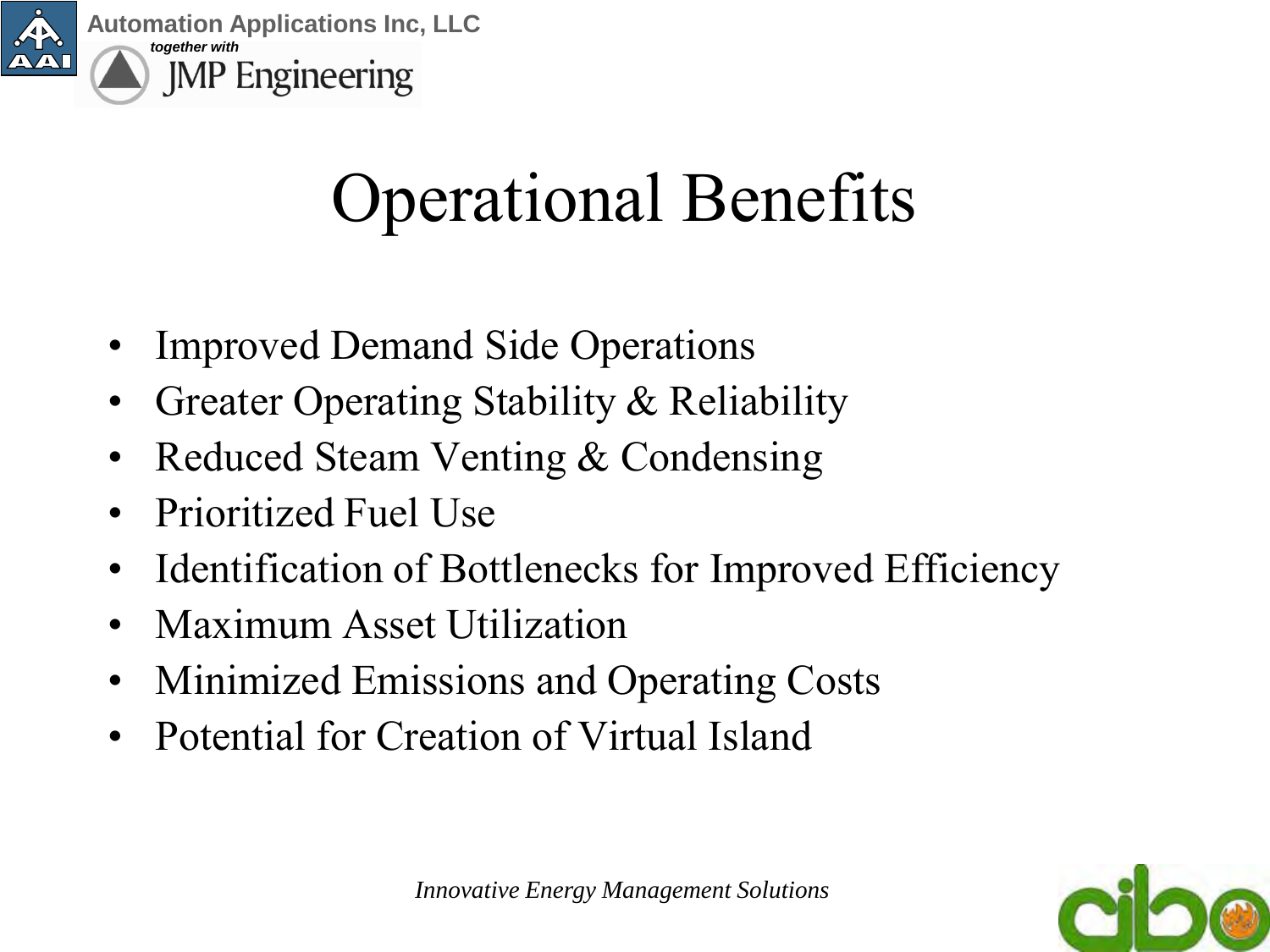# Operational Benefits

- Improved Demand Side Operations
- Greater Operating Stability & Reliability
- Reduced Steam Venting & Condensing
- Prioritized Fuel Use
- Identification of Bottlenecks for Improved Efficiency
- Maximum Asset Utilization
- Minimized Emissions and Operating Costs
- Potential for Creation of Virtual Island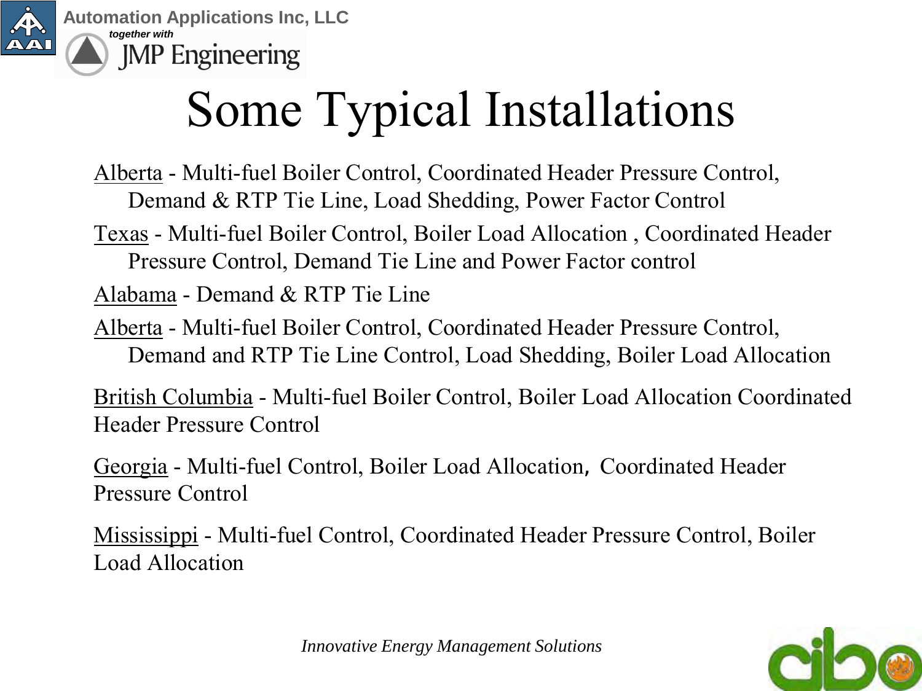# Some Typical Installations

<u>Alberta</u> - Multi-fuel Boiler Control, Coordinated Header Pressure Control, Demand & RTP Tie Line, Load Shedding, Power Factor Control

<u>Texas</u> - Multi-fuel Boiler Control, Boiler Load Allocation , Coordinated Header Pressure Control, Demand Tie Line and Power Factor control

<u>Alabama</u> - Demand & RTP Tie Line

<u>Alberta</u> - Multi-fuel Boiler Control, Coordinated Header Pressure Control, Demand and RTP Tie Line Control, Load Shedding, Boiler Load Allocation

<u>British Columbia</u> - Multi-fuel Boiler Control, Boiler Load Allocation Coordinated Header Pressure Control

<u>Georgia</u> - Multi-fuel Control, Boiler Load Allocation, Coordinated Header Pressure Control

<u>Mississippi</u> - Multi-fuel Control, Coordinated Header Pressure Control, Boiler Load Allocation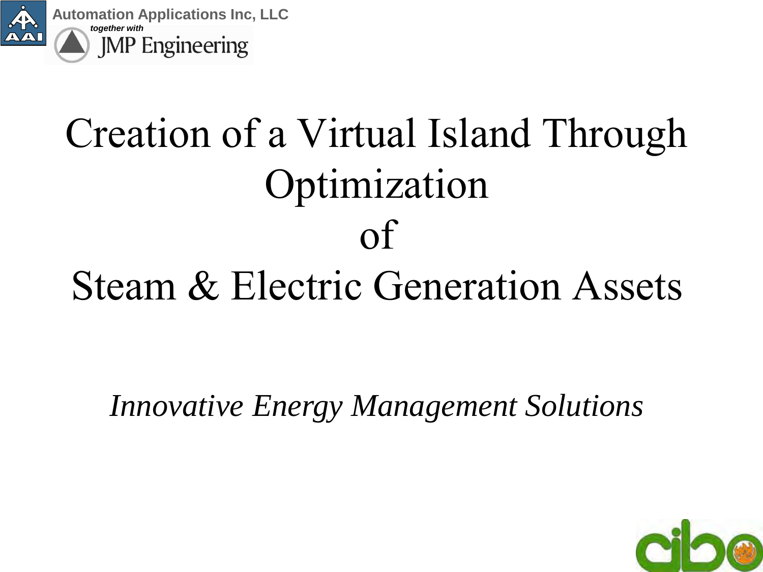Automation Applications Inc, LLC

*together with*

JMP Engineering

# Creation of a Virtual Island Through Optimization of Steam & Electric Generation Assets

*Innovative Energy Management Solutions*